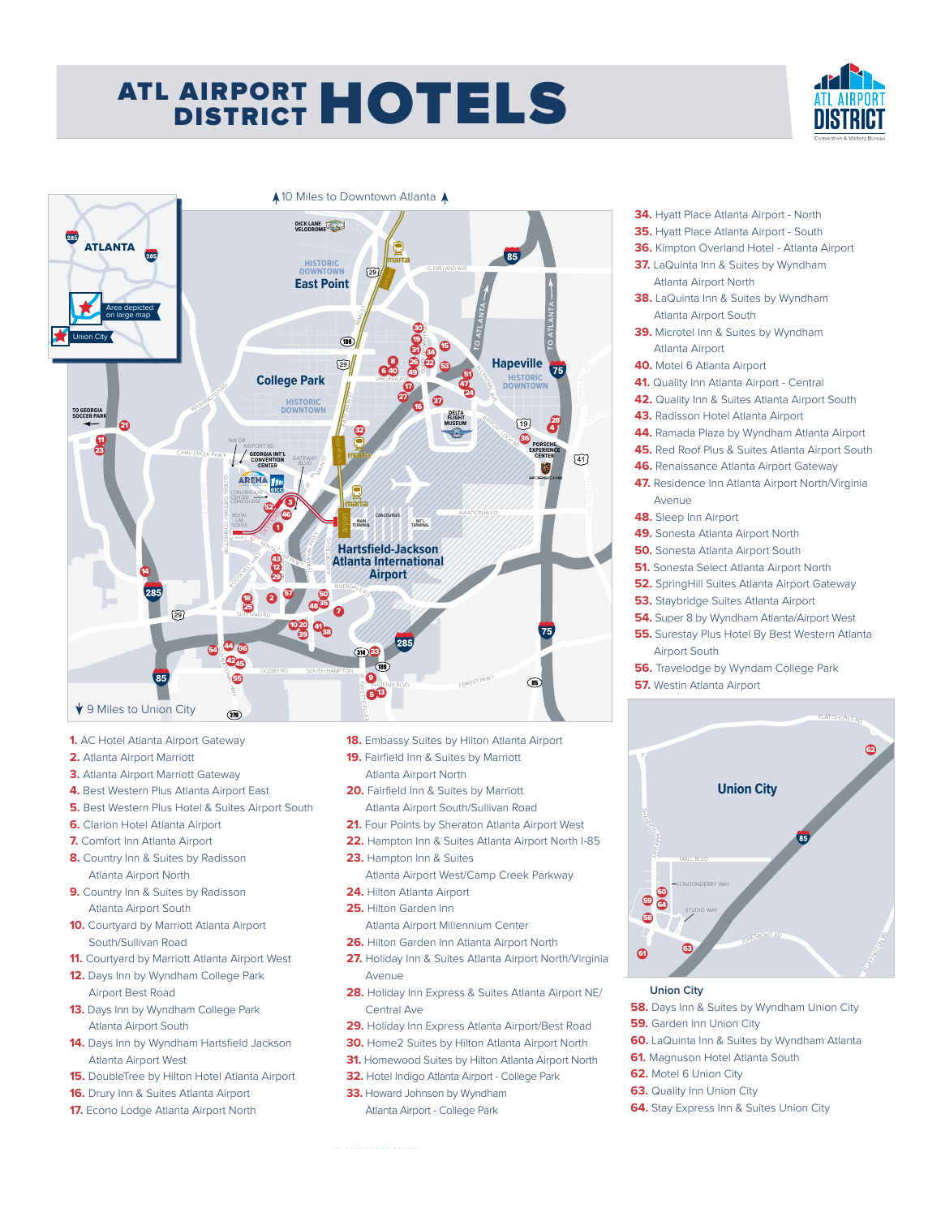# ATL AIRPORT DISTRICT HOTELS

1. AC Hotel Atlanta Airport Gateway
2. Atlanta Airport Marriott
3. Atlanta Airport Marriott Gateway
4. Best Western Plus Atlanta Airport East
5. Best Western Plus Hotel & Suites Airport South
6. Clarion Hotel Atlanta Airport
7. Comfort Inn Atlanta Airport
8. Country Inn & Suites by Radisson Atlanta Airport North
9. Country Inn & Suites by Radisson Atlanta Airport South
10. Courtyard by Marriott Atlanta Airport South/Sullivan Road
11. Courtyard by Marriott Atlanta Airport West
12. Days Inn by Wyndham College Park Airport Best Road
13. Days Inn by Wyndham College Park Atlanta Airport South
14. Days Inn by Wyndham Hartsfield Jackson Atlanta Airport West
15. DoubleTree by Hilton Hotel Atlanta Airport
16. Drury Inn & Suites Atlanta Airport
17. Econo Lodge Atlanta Airport North
18. Embassy Suites by Hilton Atlanta Airport
19. Fairfield Inn & Suites by Marriott Atlanta Airport North
20. Fairfield Inn & Suites by Marriott Atlanta Airport South/Sullivan Road
21. Four Points by Sheraton Atlanta Airport West
22. Hampton Inn & Suites Atlanta Airport North I-85
23. Hampton Inn & Suites Atlanta Airport West/Camp Creek Parkway
24. Hilton Atlanta Airport
25. Hilton Garden Inn Atlanta Airport Millennium Center
26. Hilton Garden Inn Atlanta Airport North
27. Holiday Inn & Suites Atlanta Airport North/Virginia Avenue
28. Holiday Inn Express & Suites Atlanta Airport NE/ Central Ave
29. Holiday Inn Express Atlanta Airport/Best Road
30. Home2 Suites by Hilton Atlanta Airport North
31. Homewood Suites by Hilton Atlanta Airport North
32. Hotel Indigo Atlanta Airport - College Park
33. Howard Johnson by Wyndham Atlanta Airport - College Park
34. Hyatt Place Atlanta Airport - North
35. Hyatt Place Atlanta Airport - South
36. Kimpton Overland Hotel - Atlanta Airport
37. LaQuinta Inn & Suites by Wyndham Atlanta Airport North
38. LaQuinta Inn & Suites by Wyndham Atlanta Airport South
39. Microtel Inn & Suites by Wyndham Atlanta Airport
40. Motel 6 Atlanta Airport
41. Quality Inn Atlanta Airport - Central
42. Quality Inn & Suites Atlanta Airport South
43. Radisson Hotel Atlanta Airport
44. Ramada Plaza by Wyndham Atlanta Airport
45. Red Roof Plus & Suites Atlanta Airport South
46. Renaissance Atlanta Airport Gateway
47. Residence Inn Atlanta Airport North/Virginia Avenue
48. Sleep Inn Airport
49. Sonesta Atlanta Airport North
50. Sonesta Atlanta Airport South
51. Sonesta Select Atlanta Airport North
52. SpringHill Suites Atlanta Airport Gateway
53. Staybridge Suites Atlanta Airport
54. Super 8 by Wyndham Atlanta/Airport West
55. Surestay Plus Hotel By Best Western Atlanta Airport South
56. Travelodge by Wyndam College Park
57. Westin Atlanta Airport

### Union City

58. Days Inn & Suites by Wyndham Union City
59. Garden Inn Union City
60. LaQuinta Inn & Suites by Wyndham Atlanta
61. Magnuson Hotel Atlanta South
62. Motel 6 Union City
63. Quality Inn Union City
64. Stay Express Inn & Suites Union City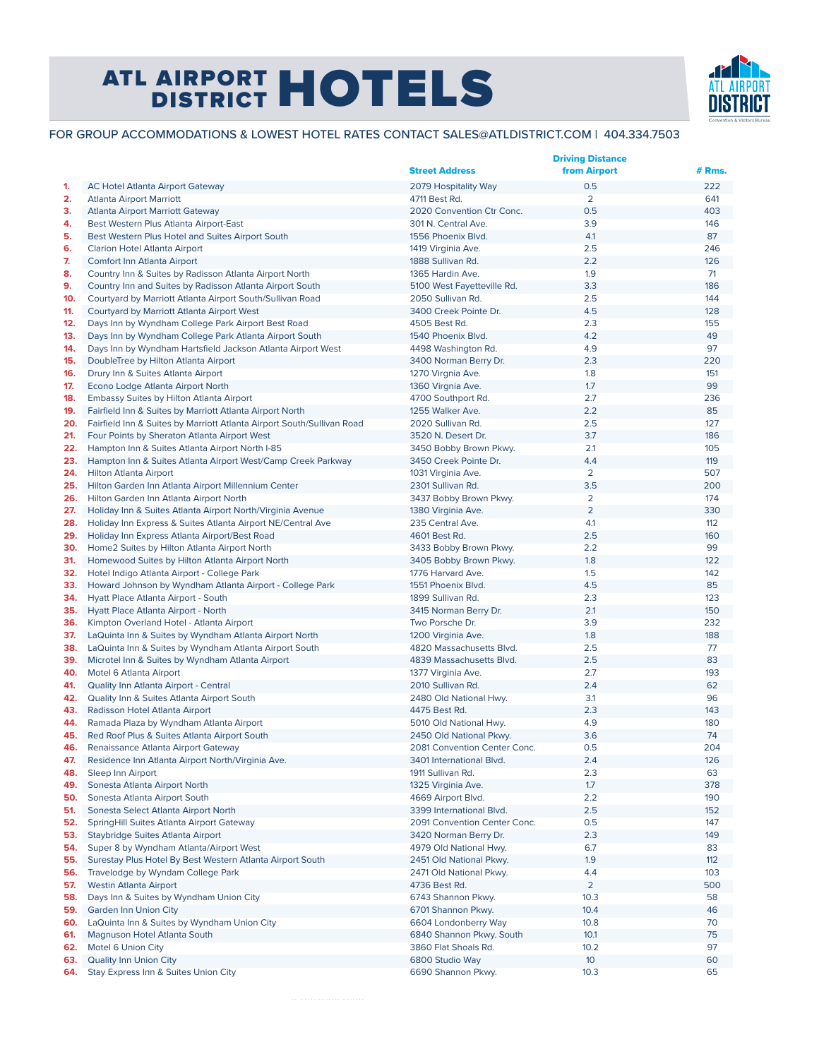# ATL AIRPORT DISTRICT HOTELS

FOR GROUP ACCOMMODATIONS & LOWEST HOTEL RATES CONTACT SALES@ATLDISTRICT.COM | 404.334.7503

| | | Street Address | Driving Distance from Airport | # Rms. |
|---|---|---|---|---|
| 1. | AC Hotel Atlanta Airport Gateway | 2079 Hospitality Way | 0.5 | 222 |
| 2. | Atlanta Airport Marriott | 4711 Best Rd. | 2 | 641 |
| 3. | Atlanta Airport Marriott Gateway | 2020 Convention Ctr Conc. | 0.5 | 403 |
| 4. | Best Western Plus Atlanta Airport-East | 301 N. Central Ave. | 3.9 | 146 |
| 5. | Best Western Plus Hotel and Suites Airport South | 1556 Phoenix Blvd. | 4.1 | 87 |
| 6. | Clarion Hotel Atlanta Airport | 1419 Virginia Ave. | 2.5 | 246 |
| 7. | Comfort Inn Atlanta Airport | 1888 Sullivan Rd. | 2.2 | 126 |
| 8. | Country Inn & Suites by Radisson Atlanta Airport North | 1365 Hardin Ave. | 1.9 | 71 |
| 9. | Country Inn and Suites by Radisson Atlanta Airport South | 5100 West Fayetteville Rd. | 3.3 | 186 |
| 10. | Courtyard by Marriott Atlanta Airport South/Sullivan Road | 2050 Sullivan Rd. | 2.5 | 144 |
| 11. | Courtyard by Marriott Atlanta Airport West | 3400 Creek Pointe Dr. | 4.5 | 128 |
| 12. | Days Inn by Wyndham College Park Airport Best Road | 4505 Best Rd. | 2.3 | 155 |
| 13. | Days Inn by Wyndham College Park Atlanta Airport South | 1540 Phoenix Blvd. | 4.2 | 49 |
| 14. | Days Inn by Wyndham Hartsfield Jackson Atlanta Airport West | 4498 Washington Rd. | 4.9 | 97 |
| 15. | DoubleTree by Hilton Atlanta Airport | 3400 Norman Berry Dr. | 2.3 | 220 |
| 16. | Drury Inn & Suites Atlanta Airport | 1270 Virgnia Ave. | 1.8 | 151 |
| 17. | Econo Lodge Atlanta Airport North | 1360 Virgnia Ave. | 1.7 | 99 |
| 18. | Embassy Suites by Hilton Atlanta Airport | 4700 Southport Rd. | 2.7 | 236 |
| 19. | Fairfield Inn & Suites by Marriott Atlanta Airport North | 1255 Walker Ave. | 2.2 | 85 |
| 20. | Fairfield Inn & Suites by Marriott Atlanta Airport South/Sullivan Road | 2020 Sullivan Rd. | 2.5 | 127 |
| 21. | Four Points by Sheraton Atlanta Airport West | 3520 N. Desert Dr. | 3.7 | 186 |
| 22. | Hampton Inn & Suites Atlanta Airport North I-85 | 3450 Bobby Brown Pkwy. | 2.1 | 105 |
| 23. | Hampton Inn & Suites Atlanta Airport West/Camp Creek Parkway | 3450 Creek Pointe Dr. | 4.4 | 119 |
| 24. | Hilton Atlanta Airport | 1031 Virginia Ave. | 2 | 507 |
| 25. | Hilton Garden Inn Atlanta Airport Millennium Center | 2301 Sullivan Rd. | 3.5 | 200 |
| 26. | Hilton Garden Inn Atlanta Airport North | 3437 Bobby Brown Pkwy. | 2 | 174 |
| 27. | Holiday Inn & Suites Atlanta Airport North/Virginia Avenue | 1380 Virginia Ave. | 2 | 330 |
| 28. | Holiday Inn Express & Suites Atlanta Airport NE/Central Ave | 235 Central Ave. | 4.1 | 112 |
| 29. | Holiday Inn Express Atlanta Airport/Best Road | 4601 Best Rd. | 2.5 | 160 |
| 30. | Home2 Suites by Hilton Atlanta Airport North | 3433 Bobby Brown Pkwy. | 2.2 | 99 |
| 31. | Homewood Suites by Hilton Atlanta Airport North | 3405 Bobby Brown Pkwy. | 1.8 | 122 |
| 32. | Hotel Indigo Atlanta Airport - College Park | 1776 Harvard Ave. | 1.5 | 142 |
| 33. | Howard Johnson by Wyndham Atlanta Airport - College Park | 1551 Phoenix Blvd. | 4.5 | 85 |
| 34. | Hyatt Place Atlanta Airport - South | 1899 Sullivan Rd. | 2.3 | 123 |
| 35. | Hyatt Place Atlanta Airport - North | 3415 Norman Berry Dr. | 2.1 | 150 |
| 36. | Kimpton Overland Hotel - Atlanta Airport | Two Porsche Dr. | 3.9 | 232 |
| 37. | LaQuinta Inn & Suites by Wyndham Atlanta Airport North | 1200 Virginia Ave. | 1.8 | 188 |
| 38. | LaQuinta Inn & Suites by Wyndham Atlanta Airport South | 4820 Massachusetts Blvd. | 2.5 | 77 |
| 39. | Microtel Inn & Suites by Wyndham Atlanta Airport | 4839 Massachusetts Blvd. | 2.5 | 83 |
| 40. | Motel 6 Atlanta Airport | 1377 Virginia Ave. | 2.7 | 193 |
| 41. | Quality Inn Atlanta Airport - Central | 2010 Sullivan Rd. | 2.4 | 62 |
| 42. | Quality Inn & Suites Atlanta Airport South | 2480 Old National Hwy. | 3.1 | 96 |
| 43. | Radisson Hotel Atlanta Airport | 4475 Best Rd. | 2.3 | 143 |
| 44. | Ramada Plaza by Wyndham Atlanta Airport | 5010 Old National Hwy. | 4.9 | 180 |
| 45. | Red Roof Plus & Suites Atlanta Airport South | 2450 Old National Pkwy. | 3.6 | 74 |
| 46. | Renaissance Atlanta Airport Gateway | 2081 Convention Center Conc. | 0.5 | 204 |
| 47. | Residence Inn Atlanta Airport North/Virginia Ave. | 3401 International Blvd. | 2.4 | 126 |
| 48. | Sleep Inn Airport | 1911 Sullivan Rd. | 2.3 | 63 |
| 49. | Sonesta Atlanta Airport North | 1325 Virginia Ave. | 1.7 | 378 |
| 50. | Sonesta Atlanta Airport South | 4669 Airport Blvd. | 2.2 | 190 |
| 51. | Sonesta Select Atlanta Airport North | 3399 International Blvd. | 2.5 | 152 |
| 52. | SpringHill Suites Atlanta Airport Gateway | 2091 Convention Center Conc. | 0.5 | 147 |
| 53. | Staybridge Suites Atlanta Airport | 3420 Norman Berry Dr. | 2.3 | 149 |
| 54. | Super 8 by Wyndham Atlanta/Airport West | 4979 Old National Hwy. | 6.7 | 83 |
| 55. | Surestay Plus Hotel By Best Western Atlanta Airport South | 2451 Old National Pkwy. | 1.9 | 112 |
| 56. | Travelodge by Wyndam College Park | 2471 Old National Pkwy. | 4.4 | 103 |
| 57. | Westin Atlanta Airport | 4736 Best Rd. | 2 | 500 |
| 58. | Days Inn & Suites by Wyndham Union City | 6743 Shannon Pkwy. | 10.3 | 58 |
| 59. | Garden Inn Union City | 6701 Shannon Pkwy. | 10.4 | 46 |
| 60. | LaQuinta Inn & Suites by Wyndham Union City | 6604 Londonberry Way | 10.8 | 70 |
| 61. | Magnuson Hotel Atlanta South | 6840 Shannon Pkwy. South | 10.1 | 75 |
| 62. | Motel 6 Union City | 3860 Flat Shoals Rd. | 10.2 | 97 |
| 63. | Quality Inn Union City | 6800 Studio Way | 10 | 60 |
| 64. | Stay Express Inn & Suites Union City | 6690 Shannon Pkwy. | 10.3 | 65 |